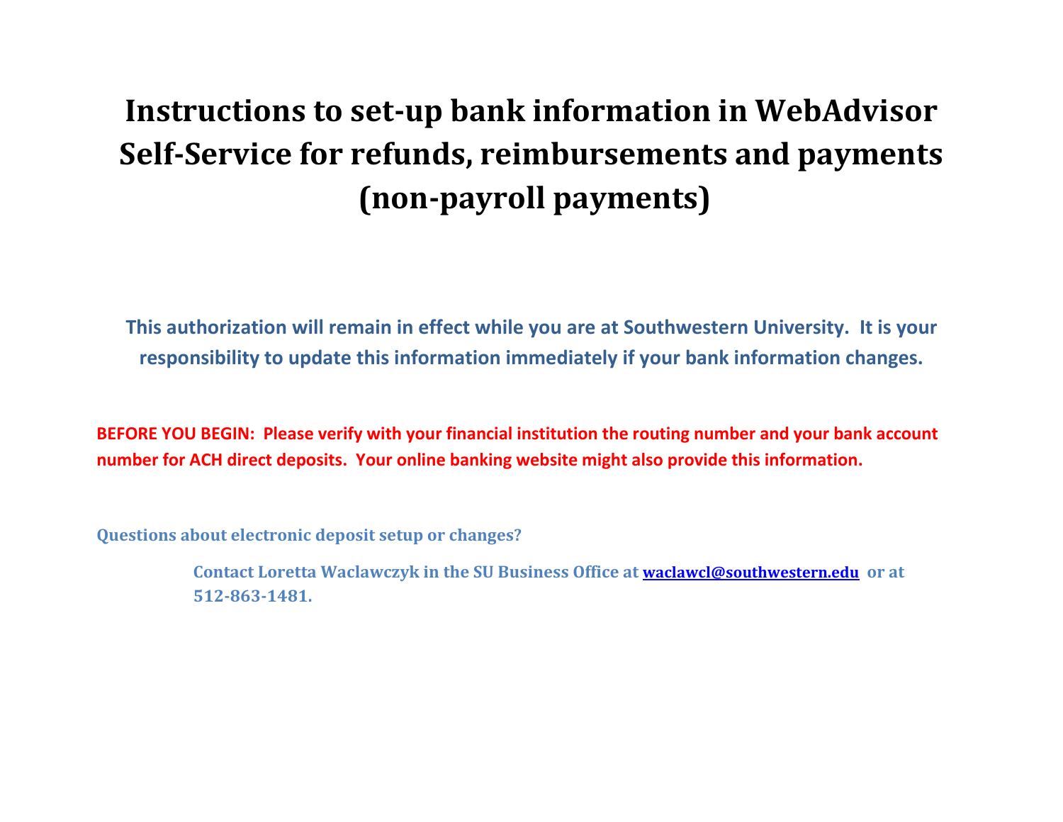# Instructions to set-up bank information in WebAdvisor Self-Service for refunds, reimbursements and payments (non-payroll payments)

**This authorization will remain in effect while you are at Southwestern University. It is your responsibility to update this information immediately if your bank information changes.**

**BEFORE YOU BEGIN: Please verify with your financial institution the routing number and your bank account number for ACH direct deposits. Your online banking website might also provide this information.**

**Questions about electronic deposit setup or changes?**

> **Contact Loretta Waclawczyk in the SU Business Office at [waclawcl@southwestern.edu](mailto:waclawcl@southwestern.edu) or at 512-863-1481.**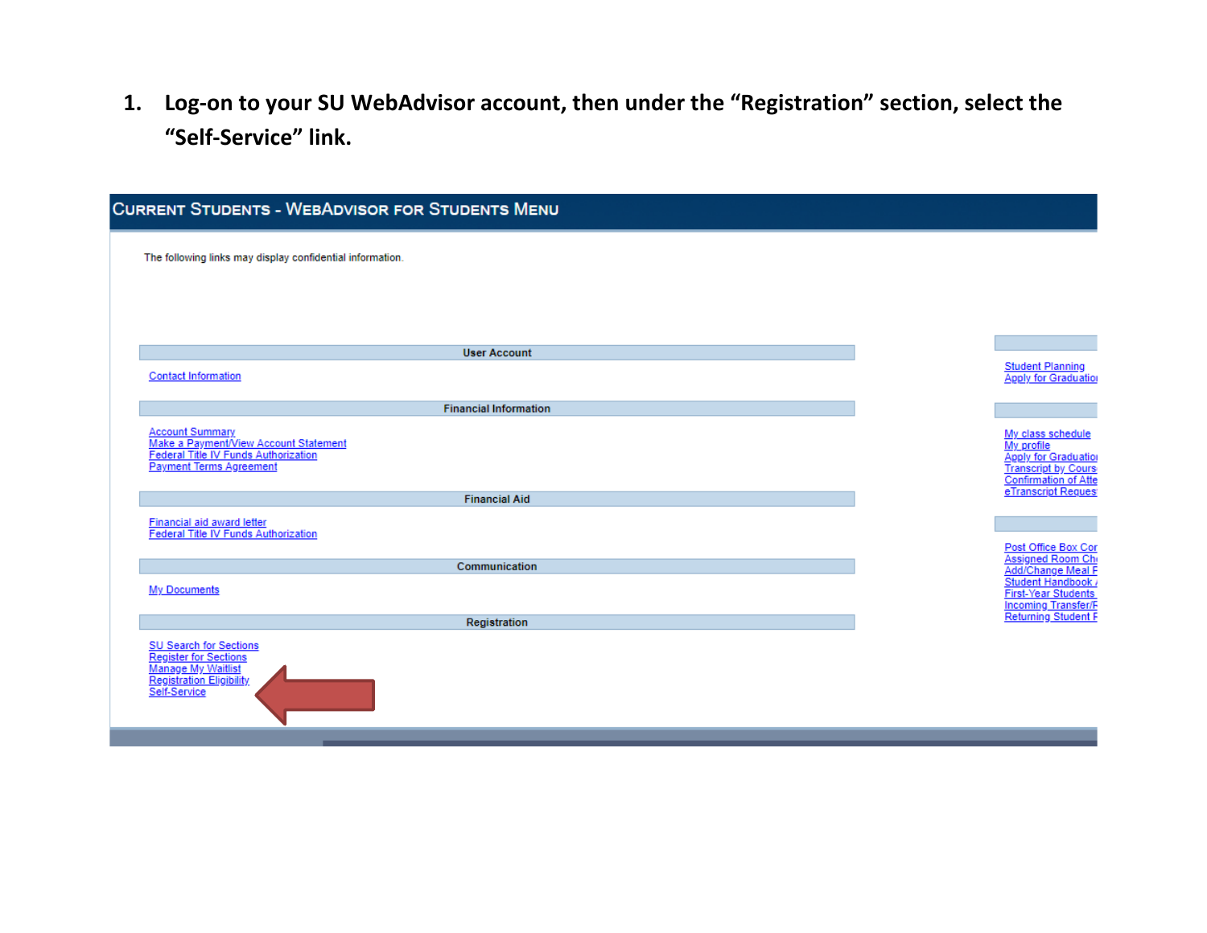1. **Log-on to your SU WebAdvisor account, then under the "Registration" section, select the "Self-Service" link.**

CURRENT STUDENTS - WEBADVISOR FOR STUDENTS MENU

The following links may display confidential information.

**User Account**

Contact Information

**Financial Information**

Account Summary
Make a Payment/View Account Statement
Federal Title IV Funds Authorization
Payment Terms Agreement

**Financial Aid**

Financial aid award letter
Federal Title IV Funds Authorization

**Communication**

My Documents

**Registration**

SU Search for Sections
Register for Sections
Manage My Waitlist
Registration Eligibility
Self-Service

Student Planning
Apply for Graduatio

My class schedule
My profile
Apply for Graduatio
Transcript by Cours
Confirmation of Atte
eTranscript Reques

Post Office Box Cor
Assigned Room Ch
Add/Change Meal F
Student Handbook
First-Year Students
Incoming Transfer/F
Returning Student F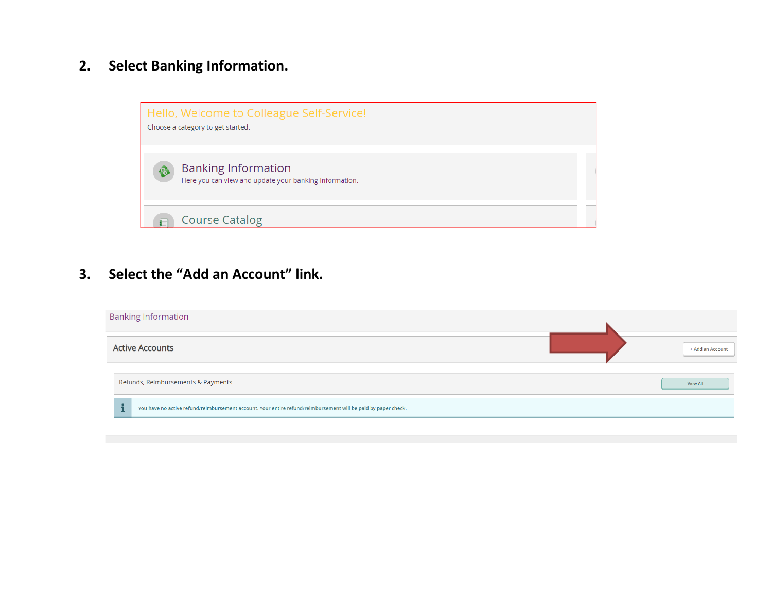2. **Select Banking Information.**

Hello, Welcome to Colleague Self-Service!

Choose a category to get started.

Banking Information

Here you can view and update your banking information.

Course Catalog

3. **Select the "Add an Account" link.**

Banking Information

Active Accounts

+ Add an Account

Refunds, Reimbursements & Payments

View All

You have no active refund/reimbursement account. Your entire refund/reimbursement will be paid by paper check.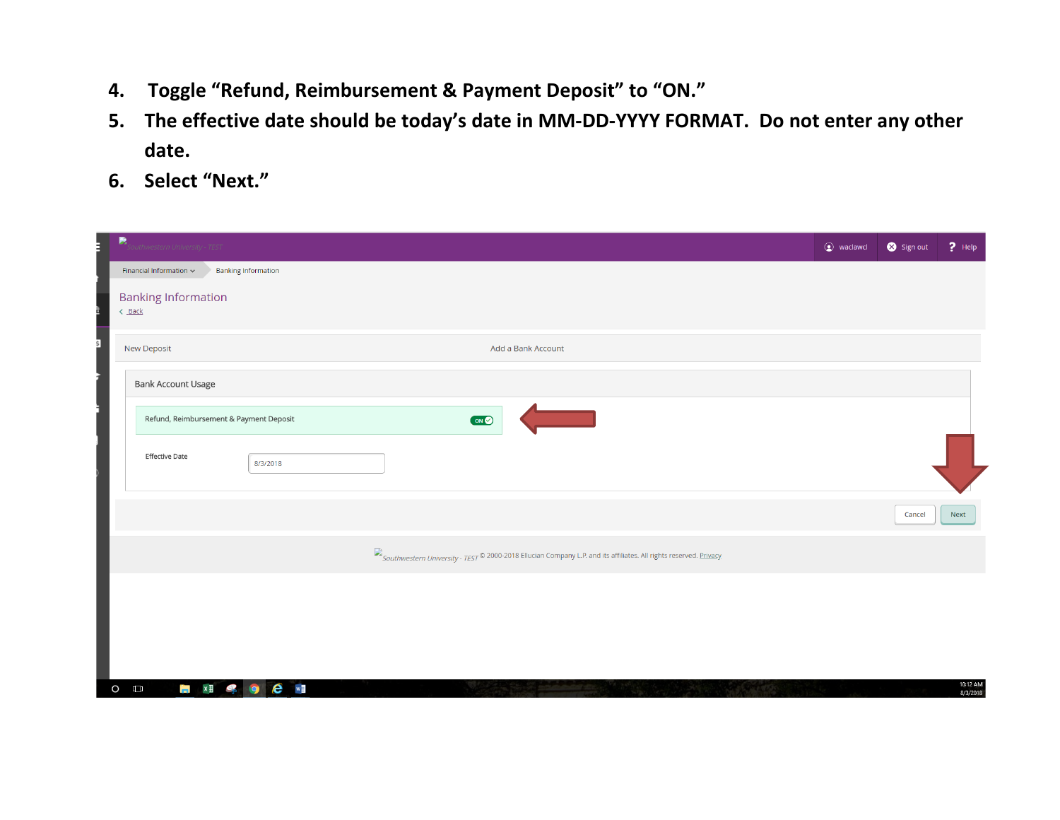4. Toggle "Refund, Reimbursement & Payment Deposit" to "ON."
5. The effective date should be today's date in MM-DD-YYYY FORMAT. Do not enter any other date.
6. Select "Next."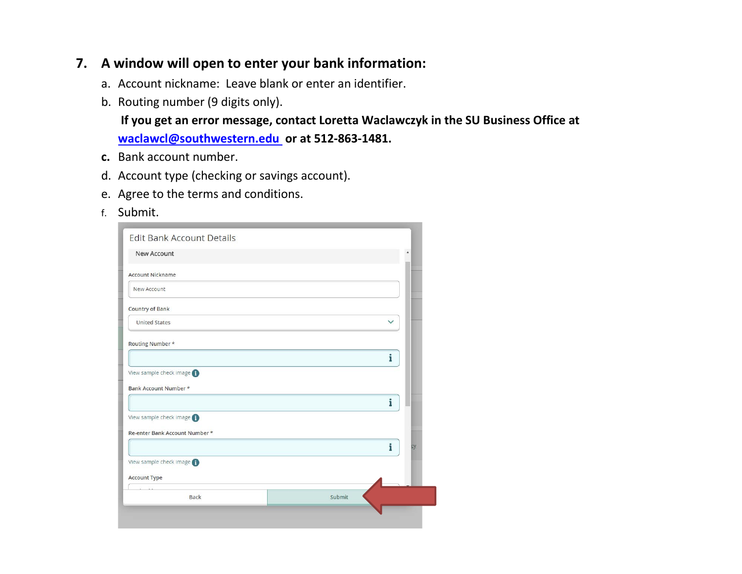## 7. A window will open to enter your bank information:

a. Account nickname: Leave blank or enter an identifier.

b. Routing number (9 digits only).

**If you get an error message, contact Loretta Waclawczyk in the SU Business Office at [waclawcl@southwestern.edu](mailto:waclawcl@southwestern.edu) or at 512-863-1481.**

c. Bank account number.

d. Account type (checking or savings account).

e. Agree to the terms and conditions.

f. Submit.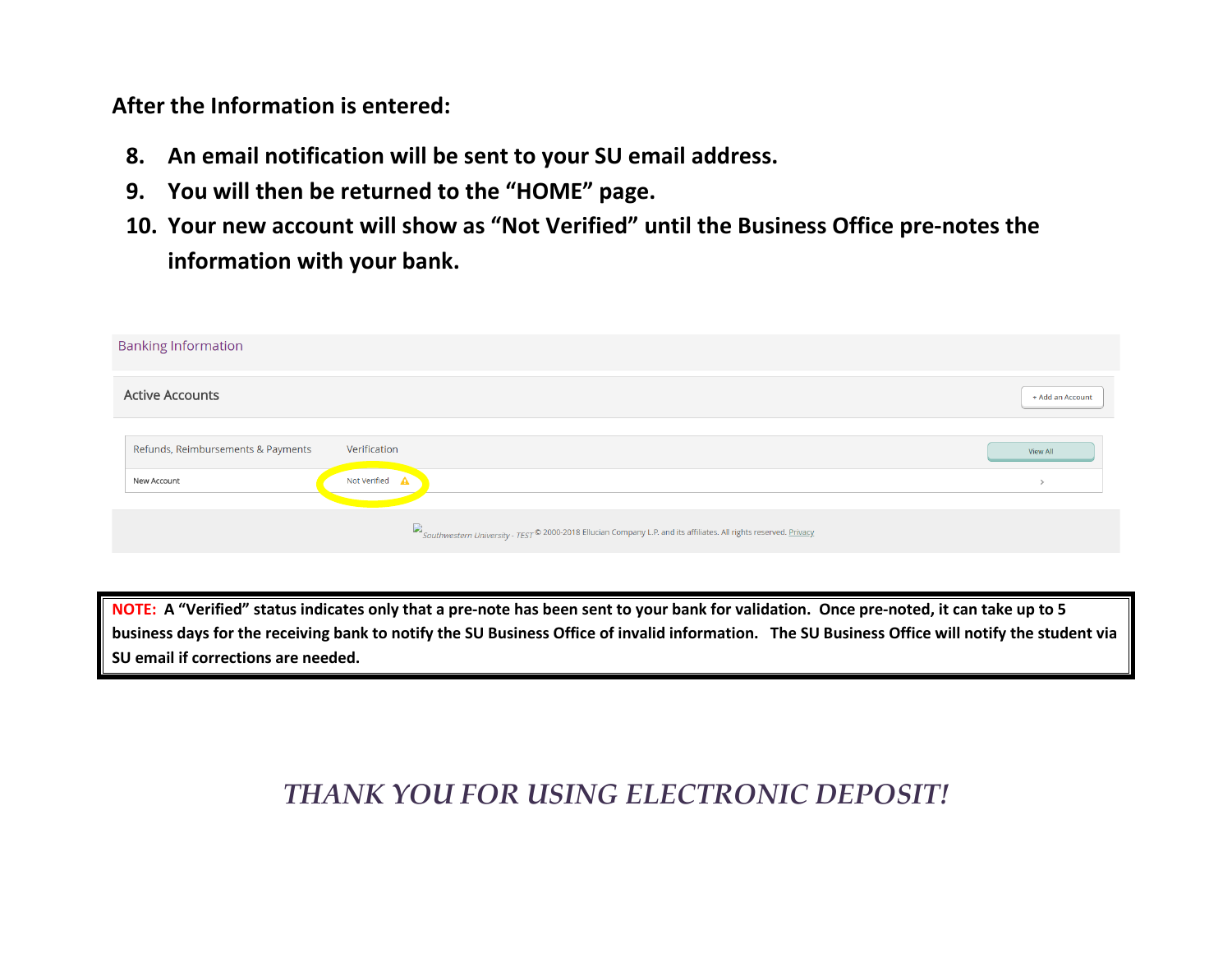**After the Information is entered:**

8. **An email notification will be sent to your SU email address.**
9. **You will then be returned to the "HOME" page.**
10. **Your new account will show as "Not Verified" until the Business Office pre-notes the information with your bank.**

Banking Information

Active Accounts

+ Add an Account

| Refunds, Reimbursements & Payments | Verification | View All |
|---|---|---|
| New Account | Not Verified ⚠ | › |

Southwestern University - TEST © 2000-2018 Ellucian Company L.P. and its affiliates. All rights reserved. Privacy

> **NOTE: A "Verified" status indicates only that a pre-note has been sent to your bank for validation. Once pre-noted, it can take up to 5 business days for the receiving bank to notify the SU Business Office of invalid information. The SU Business Office will notify the student via SU email if corrections are needed.**

*THANK YOU FOR USING ELECTRONIC DEPOSIT!*